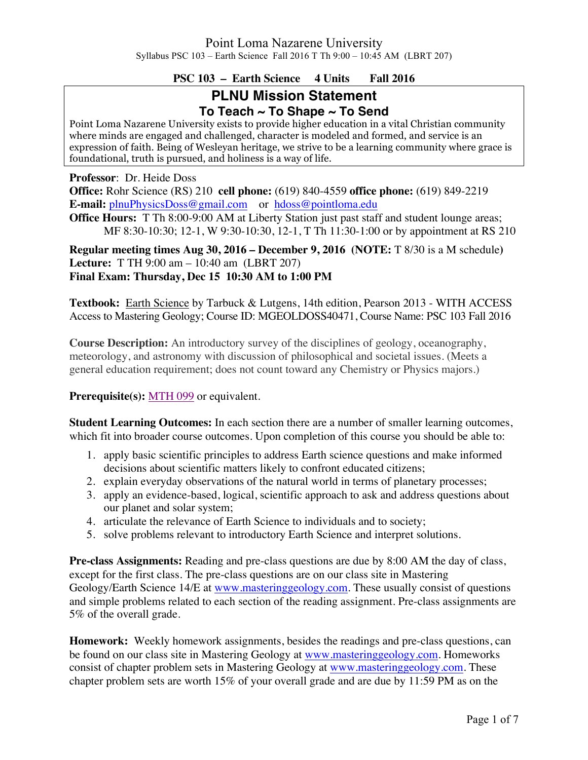# Point Loma Nazarene University

Syllabus PSC 103 – Earth Science Fall 2016 T Th 9:00 – 10:45 AM (LBRT 207)

**PSC 103 – Earth Science 4 Units Fall 2016**

## PLNU Mission Statement

### To Teach ~ To Shape ~ To Send

Point Loma Nazarene University exists to provide higher education in a vital Christian community where minds are engaged and challenged, character is modeled and formed, and service is an expression of faith. Being of Wesleyan heritage, we strive to be a learning community where grace is foundational, truth is pursued, and holiness is a way of life.

**Professor**: Dr. Heide Doss
**Office:** Rohr Science (RS) 210 **cell phone:** (619) 840-4559 **office phone:** (619) 849-2219
**E-mail:** plnuPhysicsDoss@gmail.com or hdoss@pointloma.edu
**Office Hours:** T Th 8:00-9:00 AM at Liberty Station just past staff and student lounge areas; MF 8:30-10:30; 12-1, W 9:30-10:30, 12-1, T Th 11:30-1:00 or by appointment at RS 210

**Regular meeting times Aug 30, 2016 – December 9, 2016 (NOTE:** T 8/30 is a M schedule**)**
**Lecture:** T TH 9:00 am – 10:40 am (LBRT 207)
**Final Exam: Thursday, Dec 15 10:30 AM to 1:00 PM**

**Textbook:** Earth Science by Tarbuck & Lutgens, 14th edition, Pearson 2013 - WITH ACCESS Access to Mastering Geology; Course ID: MGEOLDOSS40471, Course Name: PSC 103 Fall 2016

**Course Description:** An introductory survey of the disciplines of geology, oceanography, meteorology, and astronomy with discussion of philosophical and societal issues. (Meets a general education requirement; does not count toward any Chemistry or Physics majors.)

**Prerequisite(s):** MTH 099 or equivalent.

**Student Learning Outcomes:** In each section there are a number of smaller learning outcomes, which fit into broader course outcomes. Upon completion of this course you should be able to:

1. apply basic scientific principles to address Earth science questions and make informed decisions about scientific matters likely to confront educated citizens;
2. explain everyday observations of the natural world in terms of planetary processes;
3. apply an evidence-based, logical, scientific approach to ask and address questions about our planet and solar system;
4. articulate the relevance of Earth Science to individuals and to society;
5. solve problems relevant to introductory Earth Science and interpret solutions.

**Pre-class Assignments:** Reading and pre-class questions are due by 8:00 AM the day of class, except for the first class. The pre-class questions are on our class site in Mastering Geology/Earth Science 14/E at www.masteringgeology.com. These usually consist of questions and simple problems related to each section of the reading assignment. Pre-class assignments are 5% of the overall grade.

**Homework:** Weekly homework assignments, besides the readings and pre-class questions, can be found on our class site in Mastering Geology at www.masteringgeology.com. Homeworks consist of chapter problem sets in Mastering Geology at www.masteringgeology.com. These chapter problem sets are worth 15% of your overall grade and are due by 11:59 PM as on the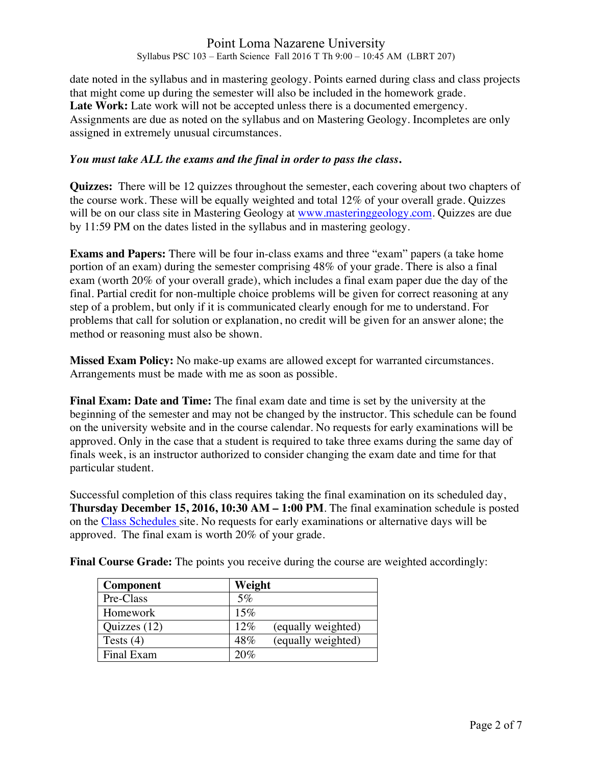date noted in the syllabus and in mastering geology. Points earned during class and class projects that might come up during the semester will also be included in the homework grade.
**Late Work:** Late work will not be accepted unless there is a documented emergency. Assignments are due as noted on the syllabus and on Mastering Geology. Incompletes are only assigned in extremely unusual circumstances.

***You must take ALL the exams and the final in order to pass the class.***

**Quizzes:** There will be 12 quizzes throughout the semester, each covering about two chapters of the course work. These will be equally weighted and total 12% of your overall grade. Quizzes will be on our class site in Mastering Geology at [www.masteringgeology.com](http://www.masteringgeology.com). Quizzes are due by 11:59 PM on the dates listed in the syllabus and in mastering geology.

**Exams and Papers:** There will be four in-class exams and three "exam" papers (a take home portion of an exam) during the semester comprising 48% of your grade. There is also a final exam (worth 20% of your overall grade), which includes a final exam paper due the day of the final. Partial credit for non-multiple choice problems will be given for correct reasoning at any step of a problem, but only if it is communicated clearly enough for me to understand. For problems that call for solution or explanation, no credit will be given for an answer alone; the method or reasoning must also be shown.

**Missed Exam Policy:** No make-up exams are allowed except for warranted circumstances. Arrangements must be made with me as soon as possible.

**Final Exam: Date and Time:** The final exam date and time is set by the university at the beginning of the semester and may not be changed by the instructor. This schedule can be found on the university website and in the course calendar. No requests for early examinations will be approved. Only in the case that a student is required to take three exams during the same day of finals week, is an instructor authorized to consider changing the exam date and time for that particular student.

Successful completion of this class requires taking the final examination on its scheduled day, **Thursday December 15, 2016, 10:30 AM – 1:00 PM**. The final examination schedule is posted on the Class Schedules site. No requests for early examinations or alternative days will be approved. The final exam is worth 20% of your grade.

**Final Course Grade:** The points you receive during the course are weighted accordingly:

| Component | Weight |
|---|---|
| Pre-Class | 5% |
| Homework | 15% |
| Quizzes (12) | 12% (equally weighted) |
| Tests (4) | 48% (equally weighted) |
| Final Exam | 20% |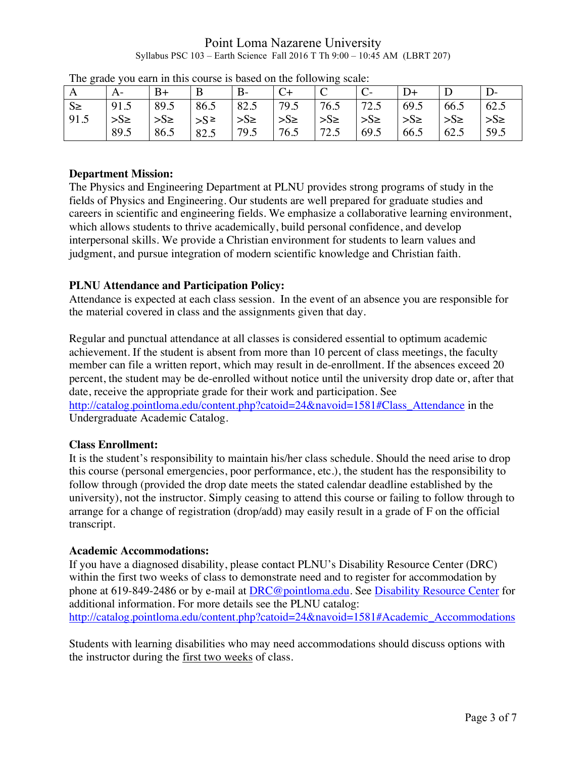The grade you earn in this course is based on the following scale:

| A | A- | B+ | B | B- | C+ | C | C- | D+ | D | D- |
|---|---|---|---|---|---|---|---|---|---|---|
| S≥ 91.5 | 91.5 >S≥ 89.5 | 89.5 >S≥ 86.5 | 86.5 >S≥ 82.5 | 82.5 >S≥ 79.5 | 79.5 >S≥ 76.5 | 76.5 >S≥ 72.5 | 72.5 >S≥ 69.5 | 69.5 >S≥ 66.5 | 66.5 >S≥ 62.5 | 62.5 >S≥ 59.5 |

**Department Mission:**
The Physics and Engineering Department at PLNU provides strong programs of study in the fields of Physics and Engineering. Our students are well prepared for graduate studies and careers in scientific and engineering fields. We emphasize a collaborative learning environment, which allows students to thrive academically, build personal confidence, and develop interpersonal skills. We provide a Christian environment for students to learn values and judgment, and pursue integration of modern scientific knowledge and Christian faith.

**PLNU Attendance and Participation Policy:**
Attendance is expected at each class session. In the event of an absence you are responsible for the material covered in class and the assignments given that day.

Regular and punctual attendance at all classes is considered essential to optimum academic achievement. If the student is absent from more than 10 percent of class meetings, the faculty member can file a written report, which may result in de-enrollment. If the absences exceed 20 percent, the student may be de-enrolled without notice until the university drop date or, after that date, receive the appropriate grade for their work and participation. See http://catalog.pointloma.edu/content.php?catoid=24&navoid=1581#Class_Attendance in the Undergraduate Academic Catalog.

**Class Enrollment:**
It is the student's responsibility to maintain his/her class schedule. Should the need arise to drop this course (personal emergencies, poor performance, etc.), the student has the responsibility to follow through (provided the drop date meets the stated calendar deadline established by the university), not the instructor. Simply ceasing to attend this course or failing to follow through to arrange for a change of registration (drop/add) may easily result in a grade of F on the official transcript.

**Academic Accommodations:**
If you have a diagnosed disability, please contact PLNU's Disability Resource Center (DRC) within the first two weeks of class to demonstrate need and to register for accommodation by phone at 619-849-2486 or by e-mail at DRC@pointloma.edu. See Disability Resource Center for additional information. For more details see the PLNU catalog: http://catalog.pointloma.edu/content.php?catoid=24&navoid=1581#Academic_Accommodations

Students with learning disabilities who may need accommodations should discuss options with the instructor during the first two weeks of class.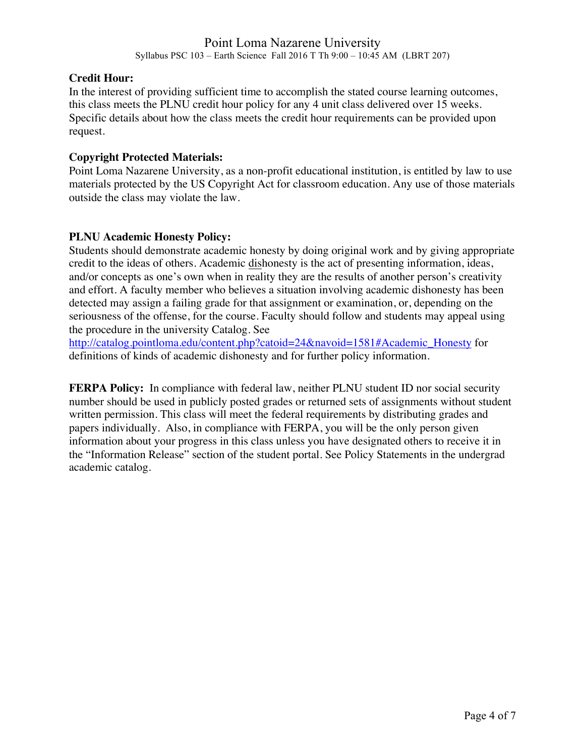**Credit Hour:**
In the interest of providing sufficient time to accomplish the stated course learning outcomes, this class meets the PLNU credit hour policy for any 4 unit class delivered over 15 weeks. Specific details about how the class meets the credit hour requirements can be provided upon request.

**Copyright Protected Materials:**
Point Loma Nazarene University, as a non-profit educational institution, is entitled by law to use materials protected by the US Copyright Act for classroom education. Any use of those materials outside the class may violate the law.

**PLNU Academic Honesty Policy:**
Students should demonstrate academic honesty by doing original work and by giving appropriate credit to the ideas of others. Academic dishonesty is the act of presenting information, ideas, and/or concepts as one's own when in reality they are the results of another person's creativity and effort. A faculty member who believes a situation involving academic dishonesty has been detected may assign a failing grade for that assignment or examination, or, depending on the seriousness of the offense, for the course. Faculty should follow and students may appeal using the procedure in the university Catalog. See http://catalog.pointloma.edu/content.php?catoid=24&navoid=1581#Academic_Honesty for definitions of kinds of academic dishonesty and for further policy information.

**FERPA Policy:** In compliance with federal law, neither PLNU student ID nor social security number should be used in publicly posted grades or returned sets of assignments without student written permission. This class will meet the federal requirements by distributing grades and papers individually. Also, in compliance with FERPA, you will be the only person given information about your progress in this class unless you have designated others to receive it in the "Information Release" section of the student portal. See Policy Statements in the undergrad academic catalog.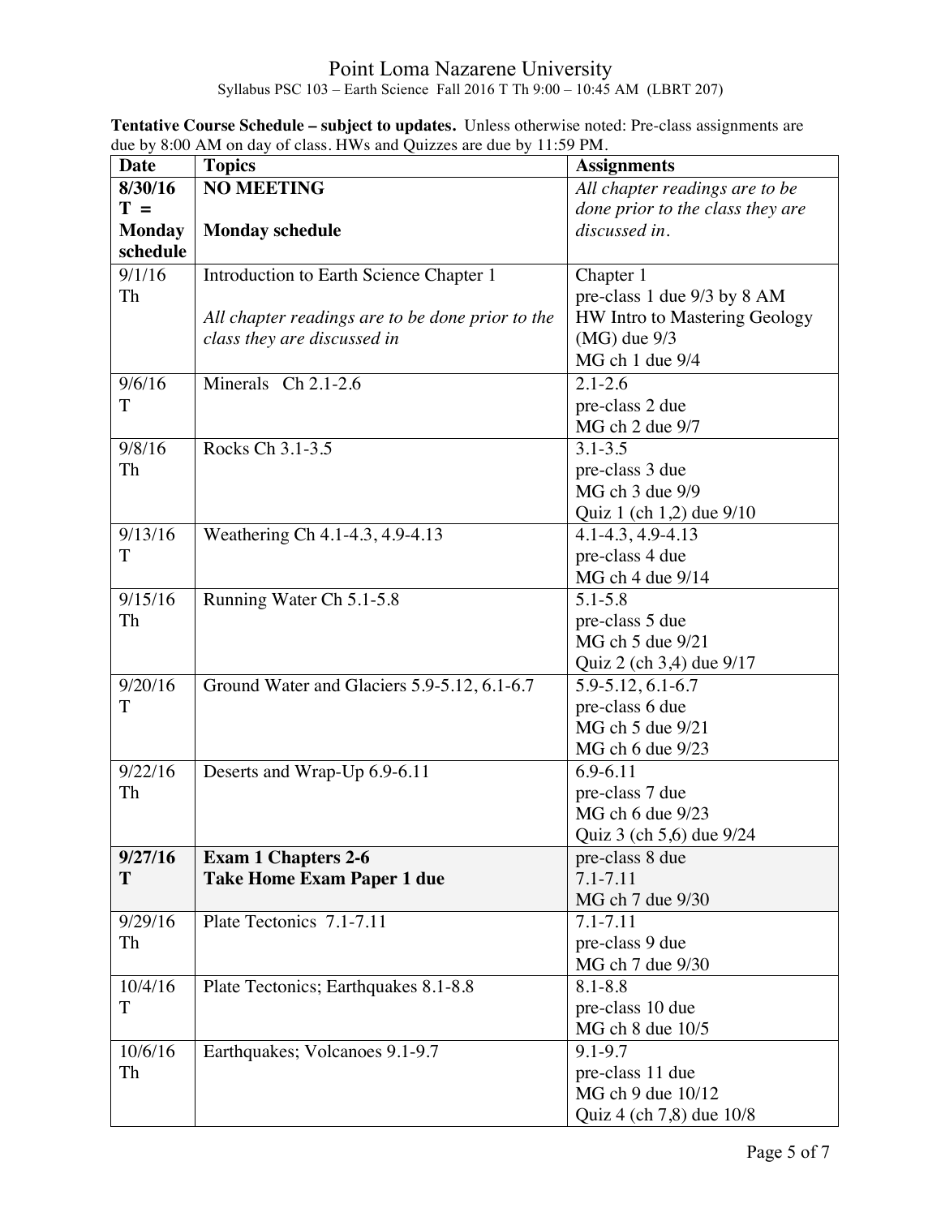Point Loma Nazarene University
Syllabus PSC 103 – Earth Science Fall 2016 T Th 9:00 – 10:45 AM (LBRT 207)

**Tentative Course Schedule – subject to updates.** Unless otherwise noted: Pre-class assignments are due by 8:00 AM on day of class. HWs and Quizzes are due by 11:59 PM.

| Date | Topics | Assignments |
|---|---|---|
| **8/30/16 T = Monday schedule** | **NO MEETING**<br><br>**Monday schedule** | *All chapter readings are to be done prior to the class they are discussed in.* |
| 9/1/16 Th | Introduction to Earth Science Chapter 1<br><br>*All chapter readings are to be done prior to the class they are discussed in* | Chapter 1<br>pre-class 1 due 9/3 by 8 AM<br>HW Intro to Mastering Geology (MG) due 9/3<br>MG ch 1 due 9/4 |
| 9/6/16 T | Minerals Ch 2.1-2.6 | 2.1-2.6<br>pre-class 2 due<br>MG ch 2 due 9/7 |
| 9/8/16 Th | Rocks Ch 3.1-3.5 | 3.1-3.5<br>pre-class 3 due<br>MG ch 3 due 9/9<br>Quiz 1 (ch 1,2) due 9/10 |
| 9/13/16 T | Weathering Ch 4.1-4.3, 4.9-4.13 | 4.1-4.3, 4.9-4.13<br>pre-class 4 due<br>MG ch 4 due 9/14 |
| 9/15/16 Th | Running Water Ch 5.1-5.8 | 5.1-5.8<br>pre-class 5 due<br>MG ch 5 due 9/21<br>Quiz 2 (ch 3,4) due 9/17 |
| 9/20/16 T | Ground Water and Glaciers 5.9-5.12, 6.1-6.7 | 5.9-5.12, 6.1-6.7<br>pre-class 6 due<br>MG ch 5 due 9/21<br>MG ch 6 due 9/23 |
| 9/22/16 Th | Deserts and Wrap-Up 6.9-6.11 | 6.9-6.11<br>pre-class 7 due<br>MG ch 6 due 9/23<br>Quiz 3 (ch 5,6) due 9/24 |
| **9/27/16 T** | **Exam 1 Chapters 2-6**<br>**Take Home Exam Paper 1 due** | pre-class 8 due<br>7.1-7.11<br>MG ch 7 due 9/30 |
| 9/29/16 Th | Plate Tectonics 7.1-7.11 | 7.1-7.11<br>pre-class 9 due<br>MG ch 7 due 9/30 |
| 10/4/16 T | Plate Tectonics; Earthquakes 8.1-8.8 | 8.1-8.8<br>pre-class 10 due<br>MG ch 8 due 10/5 |
| 10/6/16 Th | Earthquakes; Volcanoes 9.1-9.7 | 9.1-9.7<br>pre-class 11 due<br>MG ch 9 due 10/12<br>Quiz 4 (ch 7,8) due 10/8 |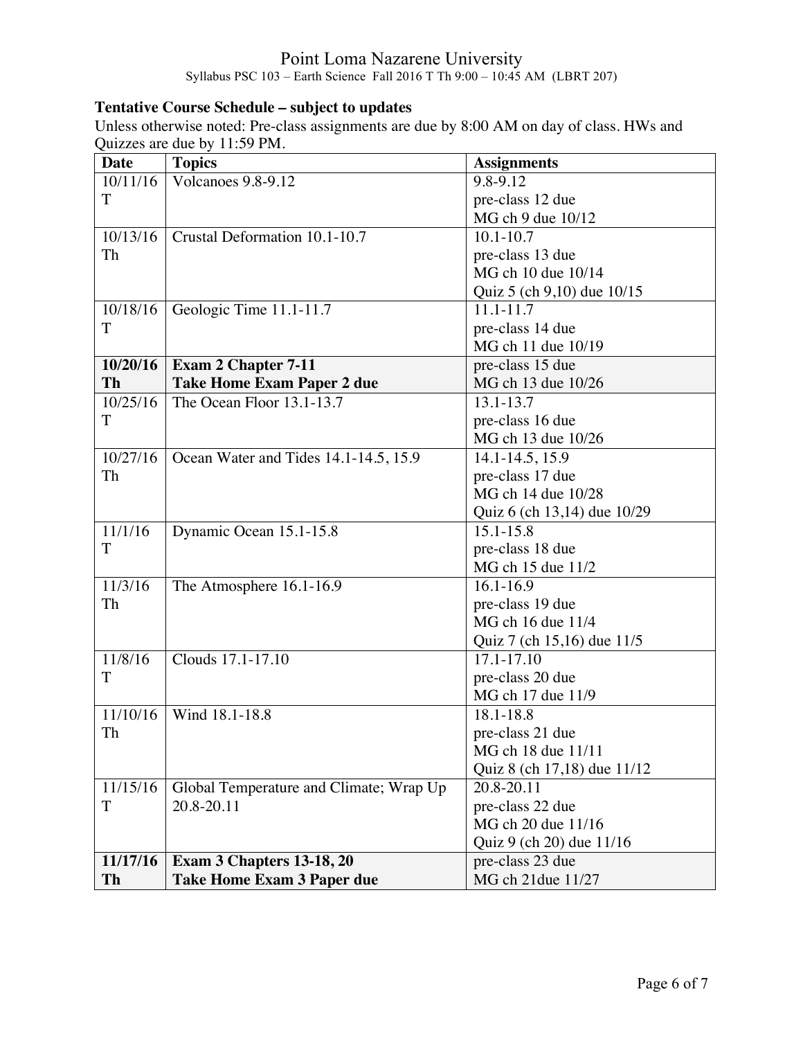Point Loma Nazarene University
Syllabus PSC 103 – Earth Science Fall 2016 T Th 9:00 – 10:45 AM (LBRT 207)

**Tentative Course Schedule – subject to updates**

Unless otherwise noted: Pre-class assignments are due by 8:00 AM on day of class. HWs and Quizzes are due by 11:59 PM.

| Date | Topics | Assignments |
|---|---|---|
| 10/11/16 T | Volcanoes 9.8-9.12 | 9.8-9.12<br>pre-class 12 due<br>MG ch 9 due 10/12 |
| 10/13/16 Th | Crustal Deformation 10.1-10.7 | 10.1-10.7<br>pre-class 13 due<br>MG ch 10 due 10/14<br>Quiz 5 (ch 9,10) due 10/15 |
| 10/18/16 T | Geologic Time 11.1-11.7 | 11.1-11.7<br>pre-class 14 due<br>MG ch 11 due 10/19 |
| **10/20/16 Th** | **Exam 2 Chapter 7-11**<br>**Take Home Exam Paper 2 due** | pre-class 15 due<br>MG ch 13 due 10/26 |
| 10/25/16 T | The Ocean Floor 13.1-13.7 | 13.1-13.7<br>pre-class 16 due<br>MG ch 13 due 10/26 |
| 10/27/16 Th | Ocean Water and Tides 14.1-14.5, 15.9 | 14.1-14.5, 15.9<br>pre-class 17 due<br>MG ch 14 due 10/28<br>Quiz 6 (ch 13,14) due 10/29 |
| 11/1/16 T | Dynamic Ocean 15.1-15.8 | 15.1-15.8<br>pre-class 18 due<br>MG ch 15 due 11/2 |
| 11/3/16 Th | The Atmosphere 16.1-16.9 | 16.1-16.9<br>pre-class 19 due<br>MG ch 16 due 11/4<br>Quiz 7 (ch 15,16) due 11/5 |
| 11/8/16 T | Clouds 17.1-17.10 | 17.1-17.10<br>pre-class 20 due<br>MG ch 17 due 11/9 |
| 11/10/16 Th | Wind 18.1-18.8 | 18.1-18.8<br>pre-class 21 due<br>MG ch 18 due 11/11<br>Quiz 8 (ch 17,18) due 11/12 |
| 11/15/16 T | Global Temperature and Climate; Wrap Up 20.8-20.11 | 20.8-20.11<br>pre-class 22 due<br>MG ch 20 due 11/16<br>Quiz 9 (ch 20) due 11/16 |
| **11/17/16 Th** | **Exam 3 Chapters 13-18, 20**<br>**Take Home Exam 3 Paper due** | pre-class 23 due<br>MG ch 21due 11/27 |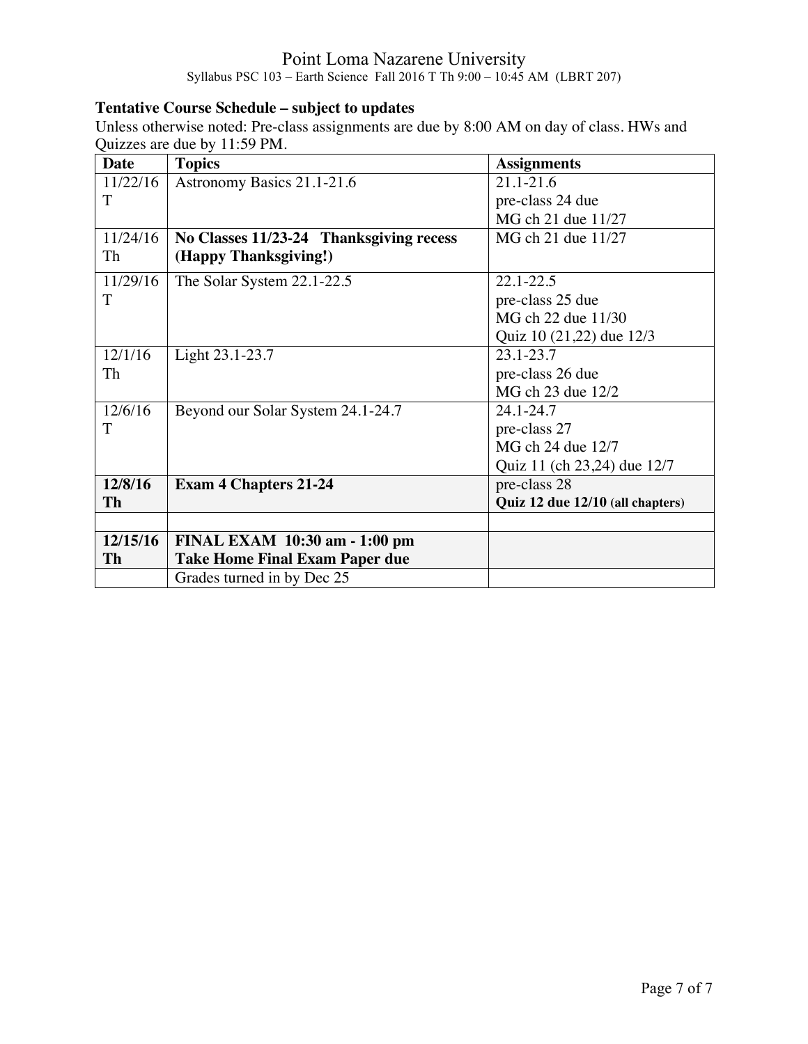### Tentative Course Schedule – subject to updates

Unless otherwise noted: Pre-class assignments are due by 8:00 AM on day of class. HWs and Quizzes are due by 11:59 PM.

| Date | Topics | Assignments |
|---|---|---|
| 11/22/16 T | Astronomy Basics 21.1-21.6 | 21.1-21.6<br>pre-class 24 due<br>MG ch 21 due 11/27 |
| 11/24/16 Th | **No Classes 11/23-24 Thanksgiving recess (Happy Thanksgiving!)** | MG ch 21 due 11/27 |
| 11/29/16 T | The Solar System 22.1-22.5 | 22.1-22.5<br>pre-class 25 due<br>MG ch 22 due 11/30<br>Quiz 10 (21,22) due 12/3 |
| 12/1/16 Th | Light 23.1-23.7 | 23.1-23.7<br>pre-class 26 due<br>MG ch 23 due 12/2 |
| 12/6/16 T | Beyond our Solar System 24.1-24.7 | 24.1-24.7<br>pre-class 27<br>MG ch 24 due 12/7<br>Quiz 11 (ch 23,24) due 12/7 |
| **12/8/16 Th** | **Exam 4 Chapters 21-24** | pre-class 28<br>**Quiz 12 due 12/10 (all chapters)** |
| | | |
| **12/15/16 Th** | **FINAL EXAM 10:30 am - 1:00 pm**<br>**Take Home Final Exam Paper due** | |
| | Grades turned in by Dec 25 | |